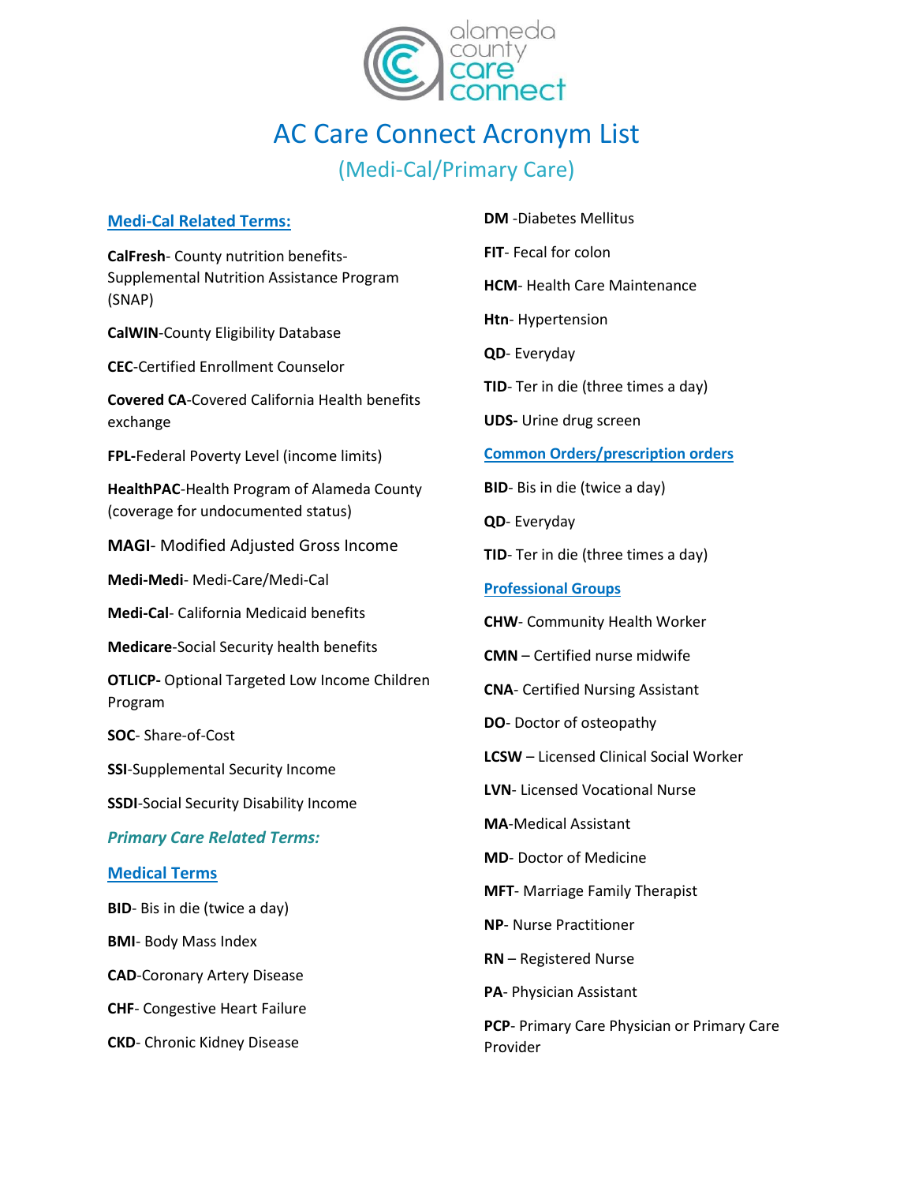# AC Care Connect Acronym List

## (Medi-Cal/Primary Care)

### Medi-Cal Related Terms:

**CalFresh**- County nutrition benefits- Supplemental Nutrition Assistance Program (SNAP)

**CalWIN**-County Eligibility Database

**CEC**-Certified Enrollment Counselor

**Covered CA**-Covered California Health benefits exchange

**FPL**-Federal Poverty Level (income limits)

**HealthPAC**-Health Program of Alameda County (coverage for undocumented status)

**MAGI**- Modified Adjusted Gross Income

**Medi-Medi**- Medi-Care/Medi-Cal

**Medi-Cal**- California Medicaid benefits

**Medicare**-Social Security health benefits

**OTLICP-** Optional Targeted Low Income Children Program

**SOC**- Share-of-Cost

**SSI**-Supplemental Security Income

**SSDI**-Social Security Disability Income

### *Primary Care Related Terms:*

### Medical Terms

**BID**- Bis in die (twice a day)

**BMI**- Body Mass Index

**CAD**-Coronary Artery Disease

**CHF**- Congestive Heart Failure

**CKD**- Chronic Kidney Disease

**DM** -Diabetes Mellitus

**FIT**- Fecal for colon

**HCM**- Health Care Maintenance

**Htn**- Hypertension

**QD**- Everyday

**TID**- Ter in die (three times a day)

**UDS-** Urine drug screen

### Common Orders/prescription orders

**BID**- Bis in die (twice a day)

**QD**- Everyday

**TID**- Ter in die (three times a day)

### Professional Groups

**CHW**- Community Health Worker

**CMN** – Certified nurse midwife

**CNA**- Certified Nursing Assistant

**DO**- Doctor of osteopathy

**LCSW** – Licensed Clinical Social Worker

**LVN**- Licensed Vocational Nurse

**MA**-Medical Assistant

**MD**- Doctor of Medicine

**MFT**- Marriage Family Therapist

**NP**- Nurse Practitioner

**RN** – Registered Nurse

**PA**- Physician Assistant

**PCP**- Primary Care Physician or Primary Care Provider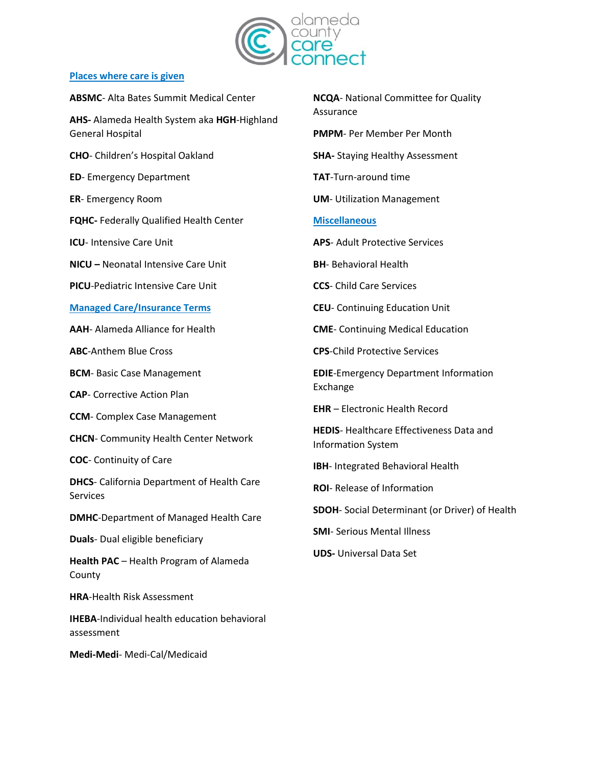### Places where care is given

**ABSMC**- Alta Bates Summit Medical Center

**AHS-** Alameda Health System aka **HGH**-Highland General Hospital

**CHO**- Children's Hospital Oakland

**ED**- Emergency Department

**ER**- Emergency Room

**FQHC-** Federally Qualified Health Center

**ICU**- Intensive Care Unit

**NICU –** Neonatal Intensive Care Unit

**PICU**-Pediatric Intensive Care Unit

### Managed Care/Insurance Terms

**AAH**- Alameda Alliance for Health

**ABC**-Anthem Blue Cross

**BCM**- Basic Case Management

**CAP**- Corrective Action Plan

**CCM**- Complex Case Management

**CHCN**- Community Health Center Network

**COC**- Continuity of Care

**DHCS**- California Department of Health Care Services

**DMHC**-Department of Managed Health Care

**Duals**- Dual eligible beneficiary

**Health PAC** – Health Program of Alameda County

**HRA**-Health Risk Assessment

**IHEBA**-Individual health education behavioral assessment

**Medi-Medi**- Medi-Cal/Medicaid

**NCQA**- National Committee for Quality Assurance

**PMPM**- Per Member Per Month

**SHA-** Staying Healthy Assessment

**TAT**-Turn-around time

**UM**- Utilization Management

### Miscellaneous

**APS**- Adult Protective Services

**BH**- Behavioral Health

**CCS**- Child Care Services

**CEU**- Continuing Education Unit

**CME**- Continuing Medical Education

**CPS**-Child Protective Services

**EDIE**-Emergency Department Information Exchange

**EHR** – Electronic Health Record

**HEDIS**- Healthcare Effectiveness Data and Information System

**IBH**- Integrated Behavioral Health

**ROI**- Release of Information

**SDOH**- Social Determinant (or Driver) of Health

**SMI**- Serious Mental Illness

**UDS-** Universal Data Set